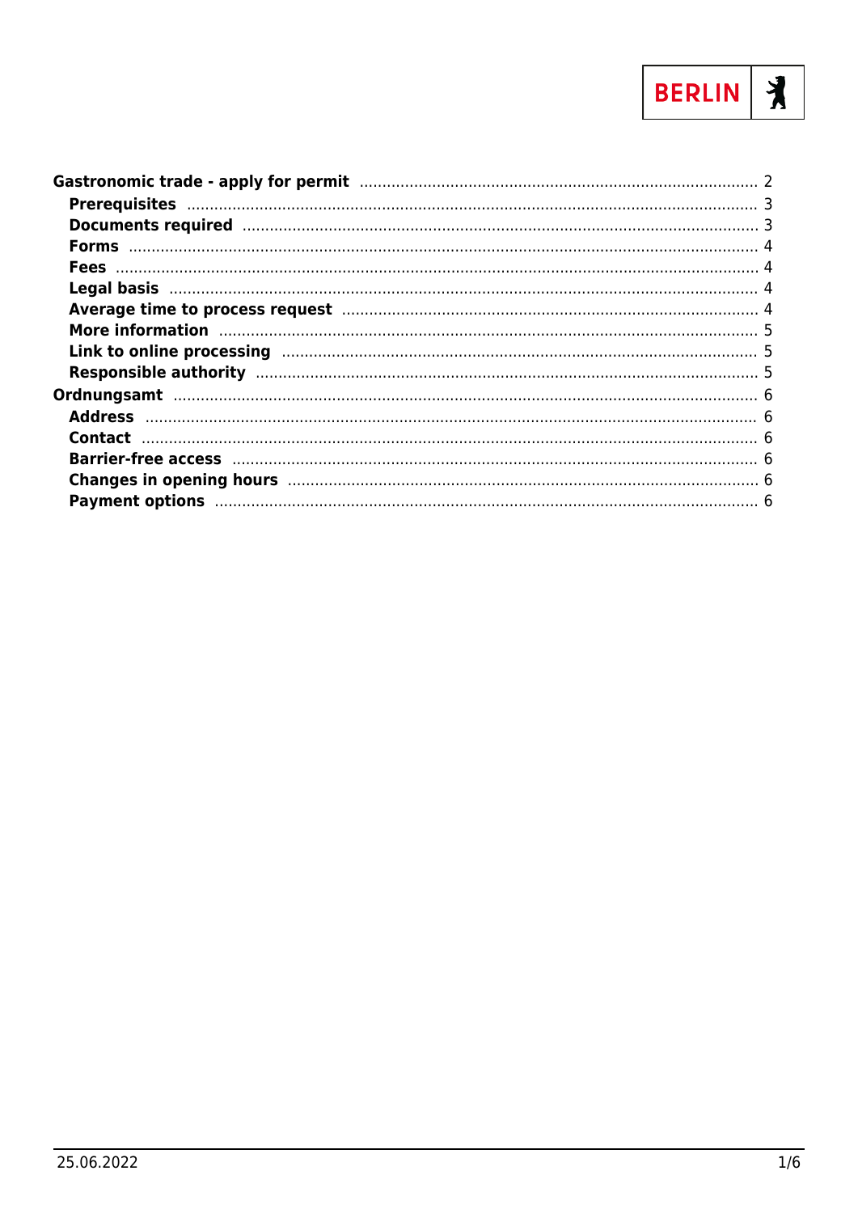- **Gastronomic trade - apply for permit** ... 2
  - **Prerequisites** ... 3
  - **Documents required** ... 3
  - **Forms** ... 4
  - **Fees** ... 4
  - **Legal basis** ... 4
  - **Average time to process request** ... 4
  - **More information** ... 5
  - **Link to online processing** ... 5
  - **Responsible authority** ... 5
- **Ordnungsamt** ... 6
  - **Address** ... 6
  - **Contact** ... 6
  - **Barrier-free access** ... 6
  - **Changes in opening hours** ... 6
  - **Payment options** ... 6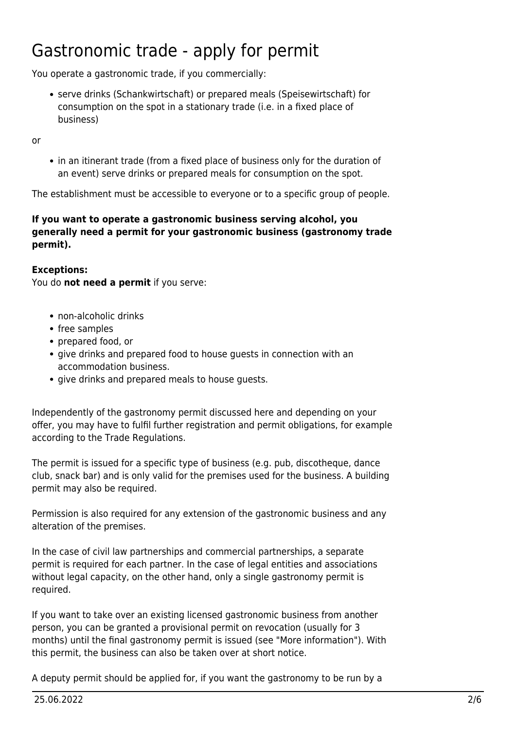# Gastronomic trade - apply for permit

You operate a gastronomic trade, if you commercially:

- serve drinks (Schankwirtschaft) or prepared meals (Speisewirtschaft) for consumption on the spot in a stationary trade (i.e. in a fixed place of business)

or

- in an itinerant trade (from a fixed place of business only for the duration of an event) serve drinks or prepared meals for consumption on the spot.

The establishment must be accessible to everyone or to a specific group of people.

**If you want to operate a gastronomic business serving alcohol, you generally need a permit for your gastronomic business (gastronomy trade permit).**

**Exceptions:**
You do **not need a permit** if you serve:

- non-alcoholic drinks
- free samples
- prepared food, or
- give drinks and prepared food to house guests in connection with an accommodation business.
- give drinks and prepared meals to house guests.

Independently of the gastronomy permit discussed here and depending on your offer, you may have to fulfil further registration and permit obligations, for example according to the Trade Regulations.

The permit is issued for a specific type of business (e.g. pub, discotheque, dance club, snack bar) and is only valid for the premises used for the business. A building permit may also be required.

Permission is also required for any extension of the gastronomic business and any alteration of the premises.

In the case of civil law partnerships and commercial partnerships, a separate permit is required for each partner. In the case of legal entities and associations without legal capacity, on the other hand, only a single gastronomy permit is required.

If you want to take over an existing licensed gastronomic business from another person, you can be granted a provisional permit on revocation (usually for 3 months) until the final gastronomy permit is issued (see "More information"). With this permit, the business can also be taken over at short notice.

A deputy permit should be applied for, if you want the gastronomy to be run by a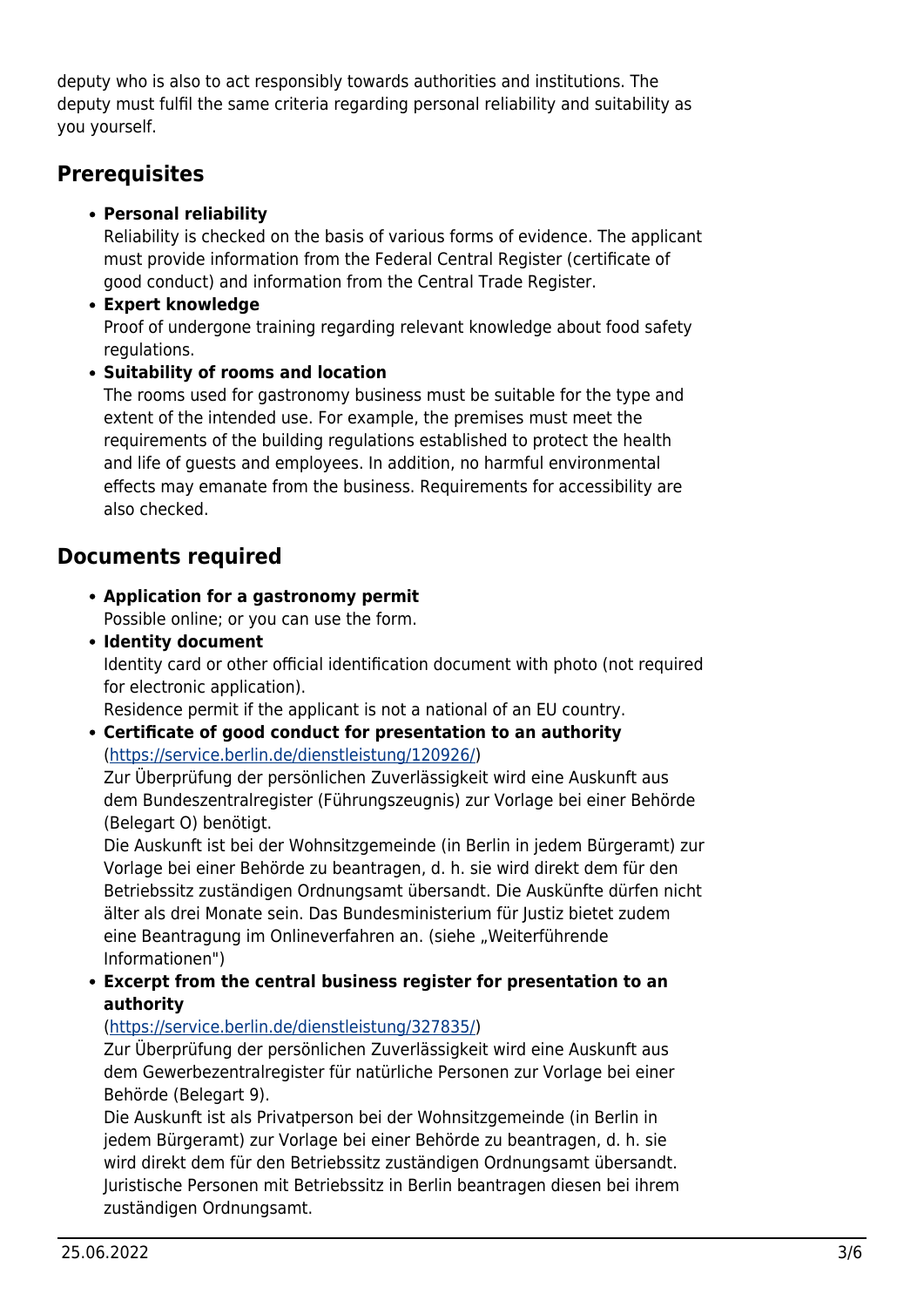deputy who is also to act responsibly towards authorities and institutions. The deputy must fulfil the same criteria regarding personal reliability and suitability as you yourself.

## Prerequisites

- **Personal reliability**
  Reliability is checked on the basis of various forms of evidence. The applicant must provide information from the Federal Central Register (certificate of good conduct) and information from the Central Trade Register.
- **Expert knowledge**
  Proof of undergone training regarding relevant knowledge about food safety regulations.
- **Suitability of rooms and location**
  The rooms used for gastronomy business must be suitable for the type and extent of the intended use. For example, the premises must meet the requirements of the building regulations established to protect the health and life of guests and employees. In addition, no harmful environmental effects may emanate from the business. Requirements for accessibility are also checked.

## Documents required

- **Application for a gastronomy permit**
  Possible online; or you can use the form.
- **Identity document**
  Identity card or other official identification document with photo (not required for electronic application).
  Residence permit if the applicant is not a national of an EU country.
- **Certificate of good conduct for presentation to an authority**
  ([https://service.berlin.de/dienstleistung/120926/](https://service.berlin.de/dienstleistung/120926/))
  Zur Überprüfung der persönlichen Zuverlässigkeit wird eine Auskunft aus dem Bundeszentralregister (Führungszeugnis) zur Vorlage bei einer Behörde (Belegart O) benötigt.
  Die Auskunft ist bei der Wohnsitzgemeinde (in Berlin in jedem Bürgeramt) zur Vorlage bei einer Behörde zu beantragen, d. h. sie wird direkt dem für den Betriebssitz zuständigen Ordnungsamt übersandt. Die Auskünfte dürfen nicht älter als drei Monate sein. Das Bundesministerium für Justiz bietet zudem eine Beantragung im Onlineverfahren an. (siehe „Weiterführende Informationen")
- **Excerpt from the central business register for presentation to an authority**
  ([https://service.berlin.de/dienstleistung/327835/](https://service.berlin.de/dienstleistung/327835/))
  Zur Überprüfung der persönlichen Zuverlässigkeit wird eine Auskunft aus dem Gewerbezentralregister für natürliche Personen zur Vorlage bei einer Behörde (Belegart 9).
  Die Auskunft ist als Privatperson bei der Wohnsitzgemeinde (in Berlin in jedem Bürgeramt) zur Vorlage bei einer Behörde zu beantragen, d. h. sie wird direkt dem für den Betriebssitz zuständigen Ordnungsamt übersandt. Juristische Personen mit Betriebssitz in Berlin beantragen diesen bei ihrem zuständigen Ordnungsamt.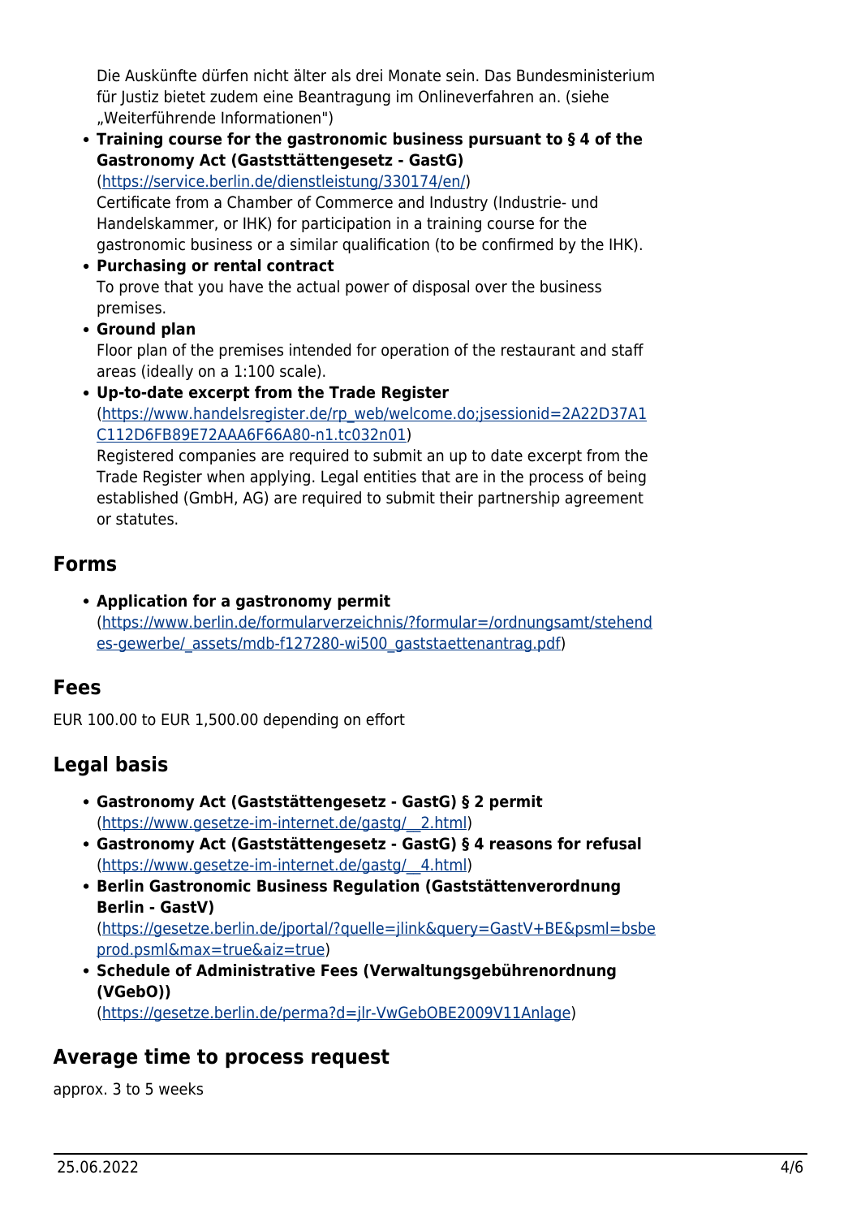Die Auskünfte dürfen nicht älter als drei Monate sein. Das Bundesministerium für Justiz bietet zudem eine Beantragung im Onlineverfahren an. (siehe „Weiterführende Informationen")

- **Training course for the gastronomic business pursuant to § 4 of the Gastronomy Act (Gaststättengesetz - GastG)** (https://service.berlin.de/dienstleistung/330174/en/)
  Certificate from a Chamber of Commerce and Industry (Industrie- und Handelskammer, or IHK) for participation in a training course for the gastronomic business or a similar qualification (to be confirmed by the IHK).
- **Purchasing or rental contract**
  To prove that you have the actual power of disposal over the business premises.
- **Ground plan**
  Floor plan of the premises intended for operation of the restaurant and staff areas (ideally on a 1:100 scale).
- **Up-to-date excerpt from the Trade Register** (https://www.handelsregister.de/rp_web/welcome.do;jsessionid=2A22D37A1C112D6FB89E72AAA6F66A80-n1.tc032n01)
  Registered companies are required to submit an up to date excerpt from the Trade Register when applying. Legal entities that are in the process of being established (GmbH, AG) are required to submit their partnership agreement or statutes.

## Forms

- **Application for a gastronomy permit** (https://www.berlin.de/formularverzeichnis/?formular=/ordnungsamt/stehendes-gewerbe/_assets/mdb-f127280-wi500_gaststaettenantrag.pdf)

## Fees

EUR 100.00 to EUR 1,500.00 depending on effort

## Legal basis

- **Gastronomy Act (Gaststättengesetz - GastG) § 2 permit** (https://www.gesetze-im-internet.de/gastg/__2.html)
- **Gastronomy Act (Gaststättengesetz - GastG) § 4 reasons for refusal** (https://www.gesetze-im-internet.de/gastg/__4.html)
- **Berlin Gastronomic Business Regulation (Gaststättenverordnung Berlin - GastV)** (https://gesetze.berlin.de/jportal/?quelle=jlink&query=GastV+BE&psml=bsbeprod.psml&max=true&aiz=true)
- **Schedule of Administrative Fees (Verwaltungsgebührenordnung (VGebO))** (https://gesetze.berlin.de/perma?d=jlr-VwGebOBE2009V11Anlage)

## Average time to process request

approx. 3 to 5 weeks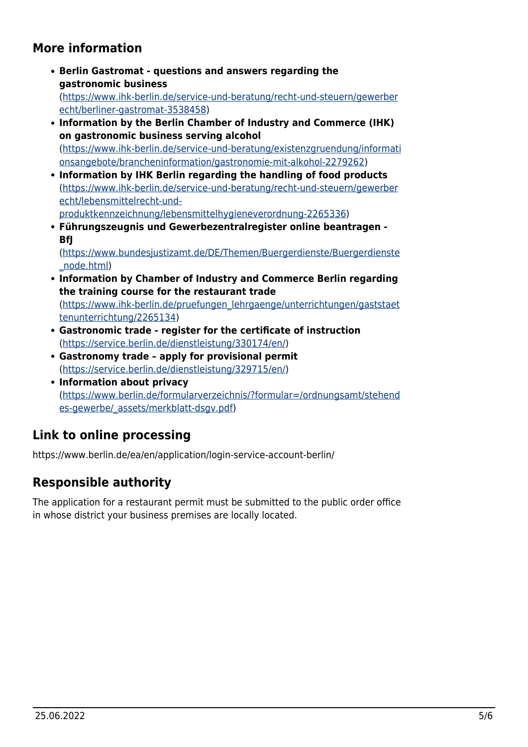## More information

- **Berlin Gastromat - questions and answers regarding the gastronomic business** (https://www.ihk-berlin.de/service-und-beratung/recht-und-steuern/gewerberecht/berliner-gastromat-3538458)
- **Information by the Berlin Chamber of Industry and Commerce (IHK) on gastronomic business serving alcohol** (https://www.ihk-berlin.de/service-und-beratung/existenzgruendung/informationsangebote/brancheninformation/gastronomie-mit-alkohol-2279262)
- **Information by IHK Berlin regarding the handling of food products** (https://www.ihk-berlin.de/service-und-beratung/recht-und-steuern/gewerberecht/lebensmittelrecht-und-produktkennzeichnung/lebensmittelhygieneverordnung-2265336)
- **Führungszeugnis und Gewerbezentralregister online beantragen - BfJ** (https://www.bundesjustizamt.de/DE/Themen/Buergerdienste/Buergerdienste_node.html)
- **Information by Chamber of Industry and Commerce Berlin regarding the training course for the restaurant trade** (https://www.ihk-berlin.de/pruefungen_lehrgaenge/unterrichtungen/gaststaettenunterrichtung/2265134)
- **Gastronomic trade - register for the certificate of instruction** (https://service.berlin.de/dienstleistung/330174/en/)
- **Gastronomy trade – apply for provisional permit** (https://service.berlin.de/dienstleistung/329715/en/)
- **Information about privacy** (https://www.berlin.de/formularverzeichnis/?formular=/ordnungsamt/stehendes-gewerbe/_assets/merkblatt-dsgv.pdf)

## Link to online processing

https://www.berlin.de/ea/en/application/login-service-account-berlin/

## Responsible authority

The application for a restaurant permit must be submitted to the public order office in whose district your business premises are locally located.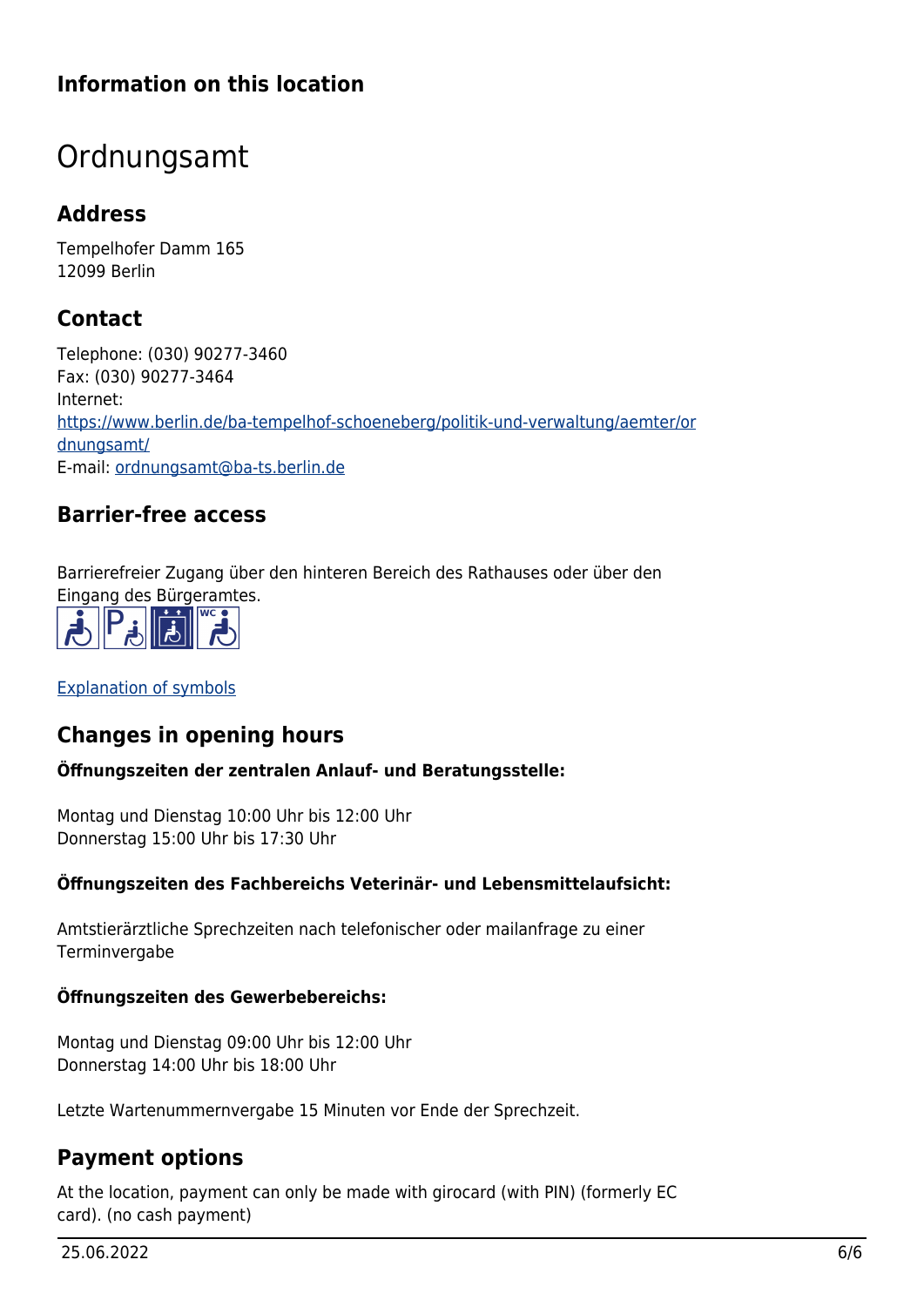## Information on this location

# Ordnungsamt

## Address

Tempelhofer Damm 165
12099 Berlin

## Contact

Telephone: (030) 90277-3460
Fax: (030) 90277-3464
Internet:
[https://www.berlin.de/ba-tempelhof-schoeneberg/politik-und-verwaltung/aemter/ordnungsamt/](https://www.berlin.de/ba-tempelhof-schoeneberg/politik-und-verwaltung/aemter/ordnungsamt/)
E-mail: [ordnungsamt@ba-ts.berlin.de](mailto:ordnungsamt@ba-ts.berlin.de)

## Barrier-free access

Barrierefreier Zugang über den hinteren Bereich des Rathauses oder über den Eingang des Bürgeramtes.

[Explanation of symbols]()

## Changes in opening hours

**Öffnungszeiten der zentralen Anlauf- und Beratungsstelle:**

Montag und Dienstag 10:00 Uhr bis 12:00 Uhr
Donnerstag 15:00 Uhr bis 17:30 Uhr

**Öffnungszeiten des Fachbereichs Veterinär- und Lebensmittelaufsicht:**

Amtstierärztliche Sprechzeiten nach telefonischer oder mailanfrage zu einer Terminvergabe

**Öffnungszeiten des Gewerbebereichs:**

Montag und Dienstag 09:00 Uhr bis 12:00 Uhr
Donnerstag 14:00 Uhr bis 18:00 Uhr

Letzte Wartenummernvergabe 15 Minuten vor Ende der Sprechzeit.

## Payment options

At the location, payment can only be made with girocard (with PIN) (formerly EC card). (no cash payment)

25.06.2022